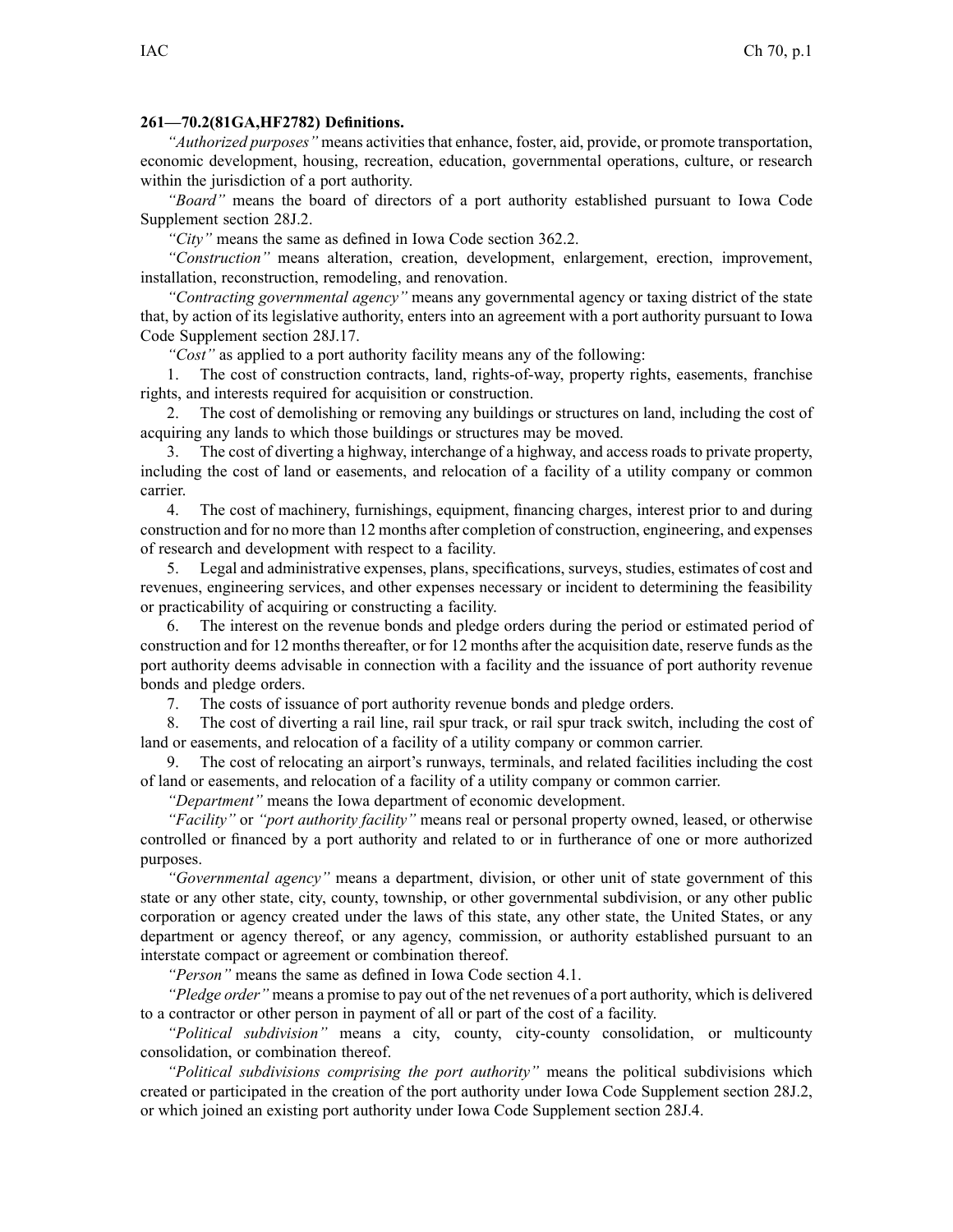**261—70.2(81GA,HF2782) Definitions.**

*"Authorized purposes"* means activities that enhance, foster, aid, provide, or promote transportation, economic development, housing, recreation, education, governmental operations, culture, or research within the jurisdiction of a port authority.

*"Board"* means the board of directors of a port authority established pursuant to Iowa Code Supplement section 28J.2.

*"City"* means the same as defined in Iowa Code section 362.2.

*"Construction"* means alteration, creation, development, enlargement, erection, improvement, installation, reconstruction, remodeling, and renovation.

*"Contracting governmental agency"* means any governmental agency or taxing district of the state that, by action of its legislative authority, enters into an agreement with a port authority pursuant to Iowa Code Supplement section 28J.17.

*"Cost"* as applied to a port authority facility means any of the following:

1. The cost of construction contracts, land, rights-of-way, property rights, easements, franchise rights, and interests required for acquisition or construction.
2. The cost of demolishing or removing any buildings or structures on land, including the cost of acquiring any lands to which those buildings or structures may be moved.
3. The cost of diverting a highway, interchange of a highway, and access roads to private property, including the cost of land or easements, and relocation of a facility of a utility company or common carrier.
4. The cost of machinery, furnishings, equipment, financing charges, interest prior to and during construction and for no more than 12 months after completion of construction, engineering, and expenses of research and development with respect to a facility.
5. Legal and administrative expenses, plans, specifications, surveys, studies, estimates of cost and revenues, engineering services, and other expenses necessary or incident to determining the feasibility or practicability of acquiring or constructing a facility.
6. The interest on the revenue bonds and pledge orders during the period or estimated period of construction and for 12 months thereafter, or for 12 months after the acquisition date, reserve funds as the port authority deems advisable in connection with a facility and the issuance of port authority revenue bonds and pledge orders.
7. The costs of issuance of port authority revenue bonds and pledge orders.
8. The cost of diverting a rail line, rail spur track, or rail spur track switch, including the cost of land or easements, and relocation of a facility of a utility company or common carrier.
9. The cost of relocating an airport's runways, terminals, and related facilities including the cost of land or easements, and relocation of a facility of a utility company or common carrier.

*"Department"* means the Iowa department of economic development.

*"Facility"* or *"port authority facility"* means real or personal property owned, leased, or otherwise controlled or financed by a port authority and related to or in furtherance of one or more authorized purposes.

*"Governmental agency"* means a department, division, or other unit of state government of this state or any other state, city, county, township, or other governmental subdivision, or any other public corporation or agency created under the laws of this state, any other state, the United States, or any department or agency thereof, or any agency, commission, or authority established pursuant to an interstate compact or agreement or combination thereof.

*"Person"* means the same as defined in Iowa Code section 4.1.

*"Pledge order"* means a promise to pay out of the net revenues of a port authority, which is delivered to a contractor or other person in payment of all or part of the cost of a facility.

*"Political subdivision"* means a city, county, city-county consolidation, or multicounty consolidation, or combination thereof.

*"Political subdivisions comprising the port authority"* means the political subdivisions which created or participated in the creation of the port authority under Iowa Code Supplement section 28J.2, or which joined an existing port authority under Iowa Code Supplement section 28J.4.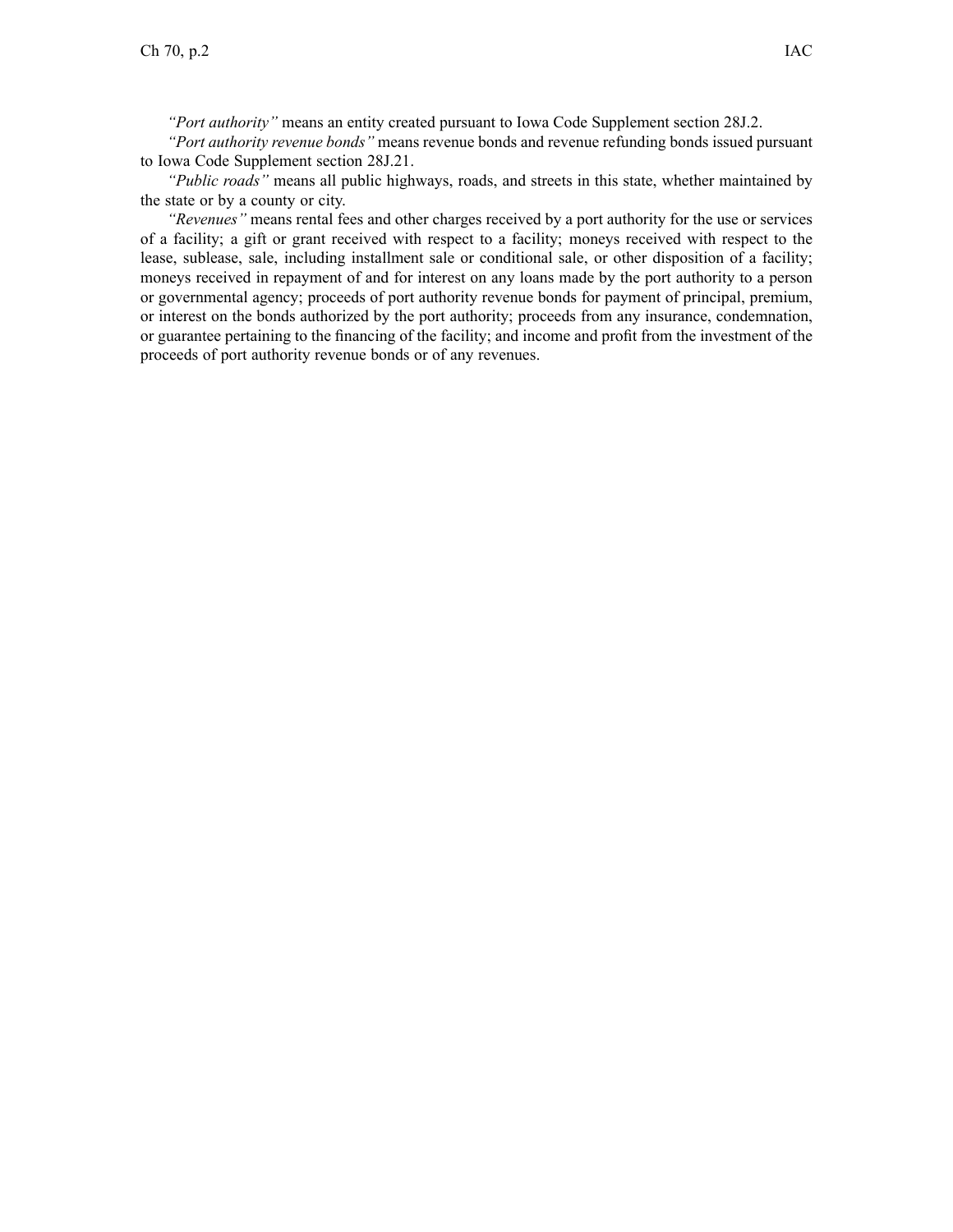*"Port authority"* means an entity created pursuant to Iowa Code Supplement section 28J.2.

*"Port authority revenue bonds"* means revenue bonds and revenue refunding bonds issued pursuant to Iowa Code Supplement section 28J.21.

*"Public roads"* means all public highways, roads, and streets in this state, whether maintained by the state or by a county or city.

*"Revenues"* means rental fees and other charges received by a port authority for the use or services of a facility; a gift or grant received with respect to a facility; moneys received with respect to the lease, sublease, sale, including installment sale or conditional sale, or other disposition of a facility; moneys received in repayment of and for interest on any loans made by the port authority to a person or governmental agency; proceeds of port authority revenue bonds for payment of principal, premium, or interest on the bonds authorized by the port authority; proceeds from any insurance, condemnation, or guarantee pertaining to the financing of the facility; and income and profit from the investment of the proceeds of port authority revenue bonds or of any revenues.